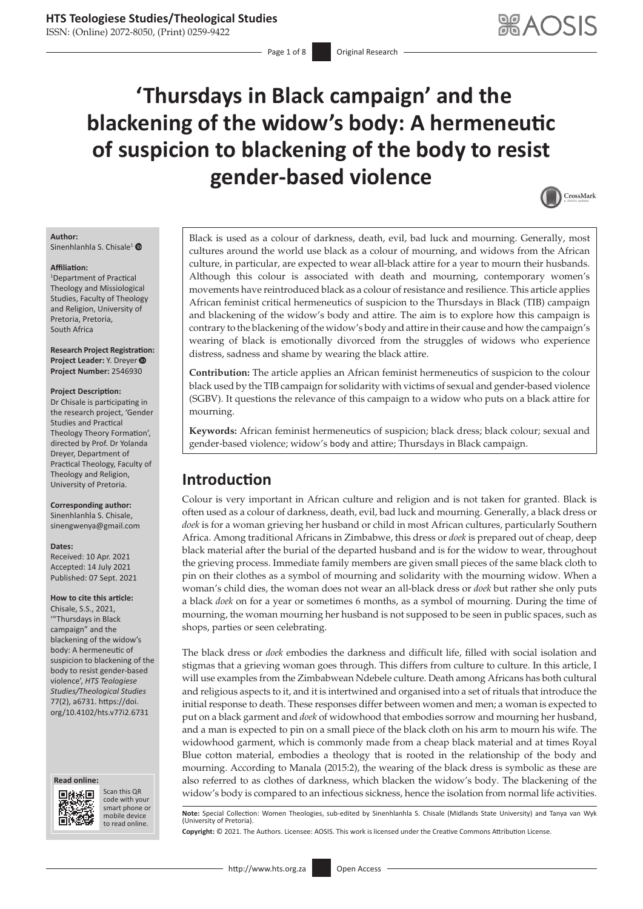# 'Thursdays in Black campaign' and the blackening of the widow's body: A hermeneutic of suspicion to blackening of the body to resist gender-based violence

**Author:**
Sinenhlanhla S. Chisale[1]

**Affiliation:**
[1]Department of Practical Theology and Missiological Studies, Faculty of Theology and Religion, University of Pretoria, Pretoria, South Africa

**Research Project Registration:**
**Project Leader:** Y. Dreyer
**Project Number:** 2546930

**Project Description:**
Dr Chisale is participating in the research project, 'Gender Studies and Practical Theology Theory Formation', directed by Prof. Dr Yolanda Dreyer, Department of Practical Theology, Faculty of Theology and Religion, University of Pretoria.

**Corresponding author:**
Sinenhlanhla S. Chisale,
sinengwenya@gmail.com

**Dates:**
Received: 10 Apr. 2021
Accepted: 14 July 2021
Published: 07 Sept. 2021

**How to cite this article:**
Chisale, S.S., 2021, '"Thursdays in Black campaign" and the blackening of the widow's body: A hermeneutic of suspicion to blackening of the body to resist gender-based violence', *HTS Teologiese Studies/Theological Studies* 77(2), a6731. https://doi.org/10.4102/hts.v77i2.6731

**Read online:**
Scan this QR code with your smart phone or mobile device to read online.

Black is used as a colour of darkness, death, evil, bad luck and mourning. Generally, most cultures around the world use black as a colour of mourning, and widows from the African culture, in particular, are expected to wear all-black attire for a year to mourn their husbands. Although this colour is associated with death and mourning, contemporary women's movements have reintroduced black as a colour of resistance and resilience. This article applies African feminist critical hermeneutics of suspicion to the Thursdays in Black (TIB) campaign and blackening of the widow's body and attire. The aim is to explore how this campaign is contrary to the blackening of the widow's body and attire in their cause and how the campaign's wearing of black is emotionally divorced from the struggles of widows who experience distress, sadness and shame by wearing the black attire.

**Contribution:** The article applies an African feminist hermeneutics of suspicion to the colour black used by the TIB campaign for solidarity with victims of sexual and gender-based violence (SGBV). It questions the relevance of this campaign to a widow who puts on a black attire for mourning.

**Keywords:** African feminist hermeneutics of suspicion; black dress; black colour; sexual and gender-based violence; widow's body and attire; Thursdays in Black campaign.

## Introduction

Colour is very important in African culture and religion and is not taken for granted. Black is often used as a colour of darkness, death, evil, bad luck and mourning. Generally, a black dress or *doek* is for a woman grieving her husband or child in most African cultures, particularly Southern Africa. Among traditional Africans in Zimbabwe, this dress or *doek* is prepared out of cheap, deep black material after the burial of the departed husband and is for the widow to wear, throughout the grieving process. Immediate family members are given small pieces of the same black cloth to pin on their clothes as a symbol of mourning and solidarity with the mourning widow. When a woman's child dies, the woman does not wear an all-black dress or *doek* but rather she only puts a black *doek* on for a year or sometimes 6 months, as a symbol of mourning. During the time of mourning, the woman mourning her husband is not supposed to be seen in public spaces, such as shops, parties or seen celebrating.

The black dress or *doek* embodies the darkness and difficult life, filled with social isolation and stigmas that a grieving woman goes through. This differs from culture to culture. In this article, I will use examples from the Zimbabwean Ndebele culture. Death among Africans has both cultural and religious aspects to it, and it is intertwined and organised into a set of rituals that introduce the initial response to death. These responses differ between women and men; a woman is expected to put on a black garment and *doek* of widowhood that embodies sorrow and mourning her husband, and a man is expected to pin on a small piece of the black cloth on his arm to mourn his wife. The widowhood garment, which is commonly made from a cheap black material and at times Royal Blue cotton material, embodies a theology that is rooted in the relationship of the body and mourning. According to Manala (2015:2), the wearing of the black dress is symbolic as these are also referred to as clothes of darkness, which blacken the widow's body. The blackening of the widow's body is compared to an infectious sickness, hence the isolation from normal life activities.

**Note:** Special Collection: Women Theologies, sub-edited by Sinenhlanhla S. Chisale (Midlands State University) and Tanya van Wyk (University of Pretoria).

**Copyright:** © 2021. The Authors. Licensee: AOSIS. This work is licensed under the Creative Commons Attribution License.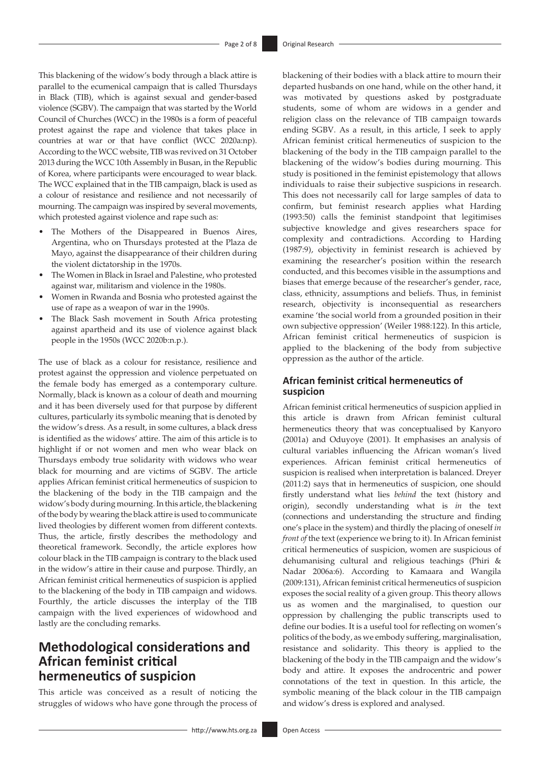This blackening of the widow's body through a black attire is parallel to the ecumenical campaign that is called Thursdays in Black (TIB), which is against sexual and gender-based violence (SGBV). The campaign that was started by the World Council of Churches (WCC) in the 1980s is a form of peaceful protest against the rape and violence that takes place in countries at war or that have conflict (WCC 2020a:np). According to the WCC website, TIB was revived on 31 October 2013 during the WCC 10th Assembly in Busan, in the Republic of Korea, where participants were encouraged to wear black. The WCC explained that in the TIB campaign, black is used as a colour of resistance and resilience and not necessarily of mourning. The campaign was inspired by several movements, which protested against violence and rape such as:

- The Mothers of the Disappeared in Buenos Aires, Argentina, who on Thursdays protested at the Plaza de Mayo, against the disappearance of their children during the violent dictatorship in the 1970s.
- The Women in Black in Israel and Palestine, who protested against war, militarism and violence in the 1980s.
- Women in Rwanda and Bosnia who protested against the use of rape as a weapon of war in the 1990s.
- The Black Sash movement in South Africa protesting against apartheid and its use of violence against black people in the 1950s (WCC 2020b:n.p.).

The use of black as a colour for resistance, resilience and protest against the oppression and violence perpetuated on the female body has emerged as a contemporary culture. Normally, black is known as a colour of death and mourning and it has been diversely used for that purpose by different cultures, particularly its symbolic meaning that is denoted by the widow's dress. As a result, in some cultures, a black dress is identified as the widows' attire. The aim of this article is to highlight if or not women and men who wear black on Thursdays embody true solidarity with widows who wear black for mourning and are victims of SGBV. The article applies African feminist critical hermeneutics of suspicion to the blackening of the body in the TIB campaign and the widow's body during mourning. In this article, the blackening of the body by wearing the black attire is used to communicate lived theologies by different women from different contexts. Thus, the article, firstly describes the methodology and theoretical framework. Secondly, the article explores how colour black in the TIB campaign is contrary to the black used in the widow's attire in their cause and purpose. Thirdly, an African feminist critical hermeneutics of suspicion is applied to the blackening of the body in TIB campaign and widows. Fourthly, the article discusses the interplay of the TIB campaign with the lived experiences of widowhood and lastly are the concluding remarks.

## Methodological considerations and African feminist critical hermeneutics of suspicion

This article was conceived as a result of noticing the struggles of widows who have gone through the process of blackening of their bodies with a black attire to mourn their departed husbands on one hand, while on the other hand, it was motivated by questions asked by postgraduate students, some of whom are widows in a gender and religion class on the relevance of TIB campaign towards ending SGBV. As a result, in this article, I seek to apply African feminist critical hermeneutics of suspicion to the blackening of the body in the TIB campaign parallel to the blackening of the widow's bodies during mourning. This study is positioned in the feminist epistemology that allows individuals to raise their subjective suspicions in research. This does not necessarily call for large samples of data to confirm, but feminist research applies what Harding (1993:50) calls the feminist standpoint that legitimises subjective knowledge and gives researchers space for complexity and contradictions. According to Harding (1987:9), objectivity in feminist research is achieved by examining the researcher's position within the research conducted, and this becomes visible in the assumptions and biases that emerge because of the researcher's gender, race, class, ethnicity, assumptions and beliefs. Thus, in feminist research, objectivity is inconsequential as researchers examine 'the social world from a grounded position in their own subjective oppression' (Weiler 1988:122). In this article, African feminist critical hermeneutics of suspicion is applied to the blackening of the body from subjective oppression as the author of the article.

### African feminist critical hermeneutics of suspicion

African feminist critical hermeneutics of suspicion applied in this article is drawn from African feminist cultural hermeneutics theory that was conceptualised by Kanyoro (2001a) and Oduyoye (2001). It emphasises an analysis of cultural variables influencing the African woman's lived experiences. African feminist critical hermeneutics of suspicion is realised when interpretation is balanced. Dreyer (2011:2) says that in hermeneutics of suspicion, one should firstly understand what lies *behind* the text (history and origin), secondly understanding what is *in* the text (connections and understanding the structure and finding one's place in the system) and thirdly the placing of oneself *in front of* the text (experience we bring to it). In African feminist critical hermeneutics of suspicion, women are suspicious of dehumanising cultural and religious teachings (Phiri & Nadar 2006a:6). According to Kamaara and Wangila (2009:131), African feminist critical hermeneutics of suspicion exposes the social reality of a given group. This theory allows us as women and the marginalised, to question our oppression by challenging the public transcripts used to define our bodies. It is a useful tool for reflecting on women's politics of the body, as we embody suffering, marginalisation, resistance and solidarity. This theory is applied to the blackening of the body in the TIB campaign and the widow's body and attire. It exposes the androcentric and power connotations of the text in question. In this article, the symbolic meaning of the black colour in the TIB campaign and widow's dress is explored and analysed.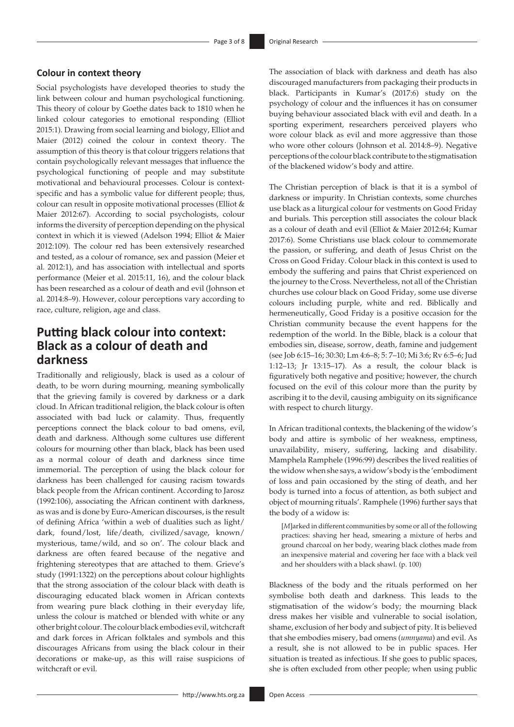### Colour in context theory

Social psychologists have developed theories to study the link between colour and human psychological functioning. This theory of colour by Goethe dates back to 1810 when he linked colour categories to emotional responding (Elliot 2015:1). Drawing from social learning and biology, Elliot and Maier (2012) coined the colour in context theory. The assumption of this theory is that colour triggers relations that contain psychologically relevant messages that influence the psychological functioning of people and may substitute motivational and behavioural processes. Colour is context-specific and has a symbolic value for different people; thus, colour can result in opposite motivational processes (Elliot & Maier 2012:67). According to social psychologists, colour informs the diversity of perception depending on the physical context in which it is viewed (Adelson 1994; Elliot & Maier 2012:109). The colour red has been extensively researched and tested, as a colour of romance, sex and passion (Meier et al. 2012:1), and has association with intellectual and sports performance (Meier et al. 2015:11, 16), and the colour black has been researched as a colour of death and evil (Johnson et al. 2014:8–9). However, colour perceptions vary according to race, culture, religion, age and class.

## Putting black colour into context: Black as a colour of death and darkness

Traditionally and religiously, black is used as a colour of death, to be worn during mourning, meaning symbolically that the grieving family is covered by darkness or a dark cloud. In African traditional religion, the black colour is often associated with bad luck or calamity. Thus, frequently perceptions connect the black colour to bad omens, evil, death and darkness. Although some cultures use different colours for mourning other than black, black has been used as a normal colour of death and darkness since time immemorial. The perception of using the black colour for darkness has been challenged for causing racism towards black people from the African continent. According to Jarosz (1992:106), associating the African continent with darkness, as was and is done by Euro-American discourses, is the result of defining Africa 'within a web of dualities such as light/dark, found/lost, life/death, civilized/savage, known/mysterious, tame/wild, and so on'. The colour black and darkness are often feared because of the negative and frightening stereotypes that are attached to them. Grieve's study (1991:1322) on the perceptions about colour highlights that the strong association of the colour black with death is discouraging educated black women in African contexts from wearing pure black clothing in their everyday life, unless the colour is matched or blended with white or any other bright colour. The colour black embodies evil, witchcraft and dark forces in African folktales and symbols and this discourages Africans from using the black colour in their decorations or make-up, as this will raise suspicions of witchcraft or evil.

The association of black with darkness and death has also discouraged manufacturers from packaging their products in black. Participants in Kumar's (2017:6) study on the psychology of colour and the influences it has on consumer buying behaviour associated black with evil and death. In a sporting experiment, researchers perceived players who wore colour black as evil and more aggressive than those who wore other colours (Johnson et al. 2014:8–9). Negative perceptions of the colour black contribute to the stigmatisation of the blackened widow's body and attire.

The Christian perception of black is that it is a symbol of darkness or impurity. In Christian contexts, some churches use black as a liturgical colour for vestments on Good Friday and burials. This perception still associates the colour black as a colour of death and evil (Elliot & Maier 2012:64; Kumar 2017:6). Some Christians use black colour to commemorate the passion, or suffering, and death of Jesus Christ on the Cross on Good Friday. Colour black in this context is used to embody the suffering and pains that Christ experienced on the journey to the Cross. Nevertheless, not all of the Christian churches use colour black on Good Friday, some use diverse colours including purple, white and red. Biblically and hermeneutically, Good Friday is a positive occasion for the Christian community because the event happens for the redemption of the world. In the Bible, black is a colour that embodies sin, disease, sorrow, death, famine and judgement (see Job 6:15–16; 30:30; Lm 4:6–8; 5: 7–10; Mi 3:6; Rv 6:5–6; Jud 1:12–13; Jr 13:15–17). As a result, the colour black is figuratively both negative and positive; however, the church focused on the evil of this colour more than the purity by ascribing it to the devil, causing ambiguity on its significance with respect to church liturgy.

In African traditional contexts, the blackening of the widow's body and attire is symbolic of her weakness, emptiness, unavailability, misery, suffering, lacking and disability. Mamphela Ramphele (1996:99) describes the lived realities of the widow when she says, a widow's body is the 'embodiment of loss and pain occasioned by the sting of death, and her body is turned into a focus of attention, as both subject and object of mourning rituals'. Ramphele (1996) further says that the body of a widow is:

> [*M*]arked in different communities by some or all of the following practices: shaving her head, smearing a mixture of herbs and ground charcoal on her body, wearing black clothes made from an inexpensive material and covering her face with a black veil and her shoulders with a black shawl. (p. 100)

Blackness of the body and the rituals performed on her symbolise both death and darkness. This leads to the stigmatisation of the widow's body; the mourning black dress makes her visible and vulnerable to social isolation, shame, exclusion of her body and subject of pity. It is believed that she embodies misery, bad omens (*umnyama*) and evil. As a result, she is not allowed to be in public spaces. Her situation is treated as infectious. If she goes to public spaces, she is often excluded from other people; when using public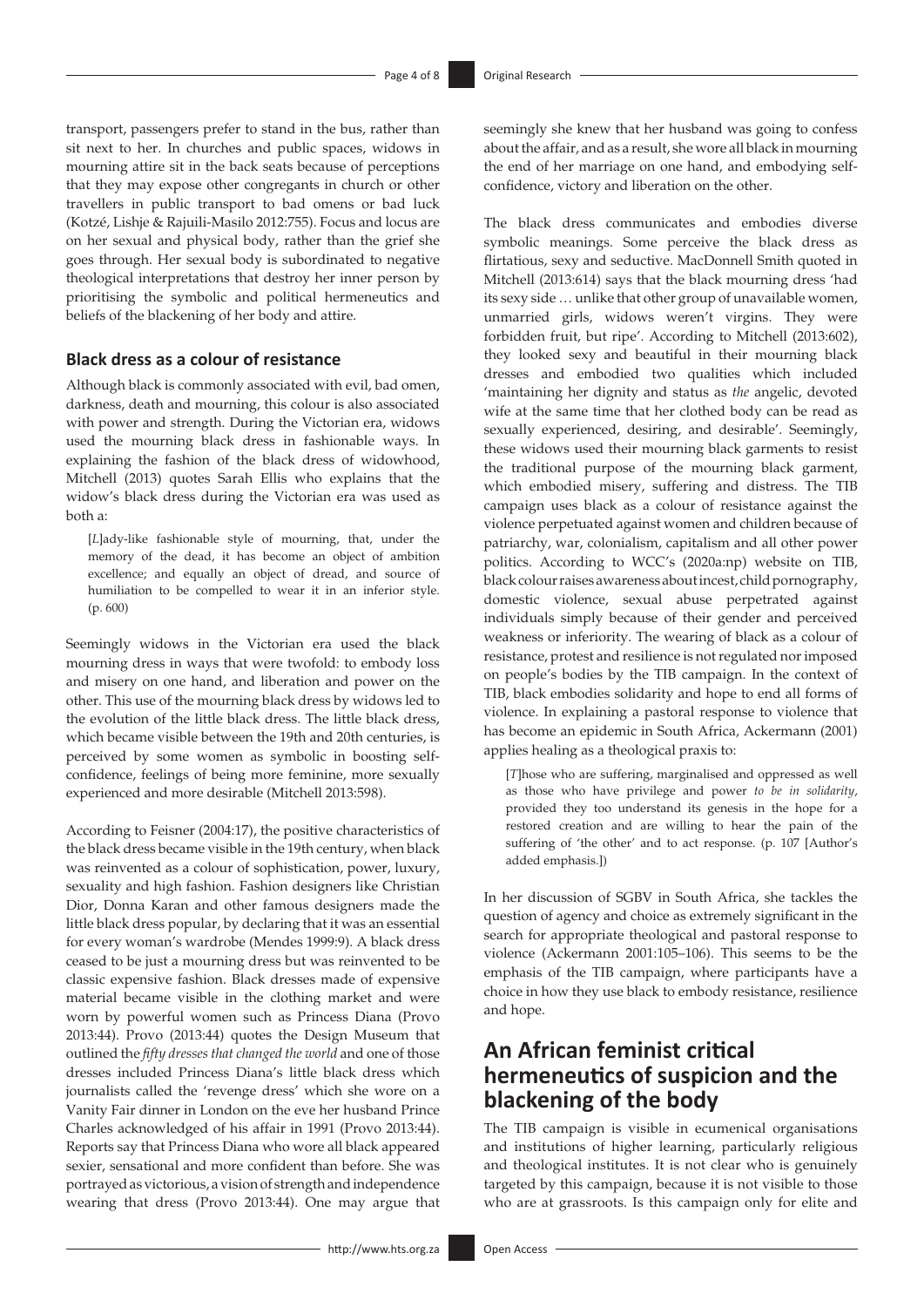transport, passengers prefer to stand in the bus, rather than sit next to her. In churches and public spaces, widows in mourning attire sit in the back seats because of perceptions that they may expose other congregants in church or other travellers in public transport to bad omens or bad luck (Kotzé, Lishje & Rajuili-Masilo 2012:755). Focus and locus are on her sexual and physical body, rather than the grief she goes through. Her sexual body is subordinated to negative theological interpretations that destroy her inner person by prioritising the symbolic and political hermeneutics and beliefs of the blackening of her body and attire.

### Black dress as a colour of resistance

Although black is commonly associated with evil, bad omen, darkness, death and mourning, this colour is also associated with power and strength. During the Victorian era, widows used the mourning black dress in fashionable ways. In explaining the fashion of the black dress of widowhood, Mitchell (2013) quotes Sarah Ellis who explains that the widow's black dress during the Victorian era was used as both a:

> [*L*]ady-like fashionable style of mourning, that, under the memory of the dead, it has become an object of ambition excellence; and equally an object of dread, and source of humiliation to be compelled to wear it in an inferior style. (p. 600)

Seemingly widows in the Victorian era used the black mourning dress in ways that were twofold: to embody loss and misery on one hand, and liberation and power on the other. This use of the mourning black dress by widows led to the evolution of the little black dress. The little black dress, which became visible between the 19th and 20th centuries, is perceived by some women as symbolic in boosting self-confidence, feelings of being more feminine, more sexually experienced and more desirable (Mitchell 2013:598).

According to Feisner (2004:17), the positive characteristics of the black dress became visible in the 19th century, when black was reinvented as a colour of sophistication, power, luxury, sexuality and high fashion. Fashion designers like Christian Dior, Donna Karan and other famous designers made the little black dress popular, by declaring that it was an essential for every woman's wardrobe (Mendes 1999:9). A black dress ceased to be just a mourning dress but was reinvented to be classic expensive fashion. Black dresses made of expensive material became visible in the clothing market and were worn by powerful women such as Princess Diana (Provo 2013:44). Provo (2013:44) quotes the Design Museum that outlined the *fifty dresses that changed the world* and one of those dresses included Princess Diana's little black dress which journalists called the 'revenge dress' which she wore on a Vanity Fair dinner in London on the eve her husband Prince Charles acknowledged of his affair in 1991 (Provo 2013:44). Reports say that Princess Diana who wore all black appeared sexier, sensational and more confident than before. She was portrayed as victorious, a vision of strength and independence wearing that dress (Provo 2013:44). One may argue that seemingly she knew that her husband was going to confess about the affair, and as a result, she wore all black in mourning the end of her marriage on one hand, and embodying self-confidence, victory and liberation on the other.

The black dress communicates and embodies diverse symbolic meanings. Some perceive the black dress as flirtatious, sexy and seductive. MacDonnell Smith quoted in Mitchell (2013:614) says that the black mourning dress 'had its sexy side … unlike that other group of unavailable women, unmarried girls, widows weren't virgins. They were forbidden fruit, but ripe'. According to Mitchell (2013:602), they looked sexy and beautiful in their mourning black dresses and embodied two qualities which included 'maintaining her dignity and status as *the* angelic, devoted wife at the same time that her clothed body can be read as sexually experienced, desiring, and desirable'. Seemingly, these widows used their mourning black garments to resist the traditional purpose of the mourning black garment, which embodied misery, suffering and distress. The TIB campaign uses black as a colour of resistance against the violence perpetuated against women and children because of patriarchy, war, colonialism, capitalism and all other power politics. According to WCC's (2020a:np) website on TIB, black colour raises awareness about incest, child pornography, domestic violence, sexual abuse perpetrated against individuals simply because of their gender and perceived weakness or inferiority. The wearing of black as a colour of resistance, protest and resilience is not regulated nor imposed on people's bodies by the TIB campaign. In the context of TIB, black embodies solidarity and hope to end all forms of violence. In explaining a pastoral response to violence that has become an epidemic in South Africa, Ackermann (2001) applies healing as a theological praxis to:

> [*T*]hose who are suffering, marginalised and oppressed as well as those who have privilege and power *to be in solidarity*, provided they too understand its genesis in the hope for a restored creation and are willing to hear the pain of the suffering of 'the other' and to act response. (p. 107 [Author's added emphasis.])

In her discussion of SGBV in South Africa, she tackles the question of agency and choice as extremely significant in the search for appropriate theological and pastoral response to violence (Ackermann 2001:105–106). This seems to be the emphasis of the TIB campaign, where participants have a choice in how they use black to embody resistance, resilience and hope.

## An African feminist critical hermeneutics of suspicion and the blackening of the body

The TIB campaign is visible in ecumenical organisations and institutions of higher learning, particularly religious and theological institutes. It is not clear who is genuinely targeted by this campaign, because it is not visible to those who are at grassroots. Is this campaign only for elite and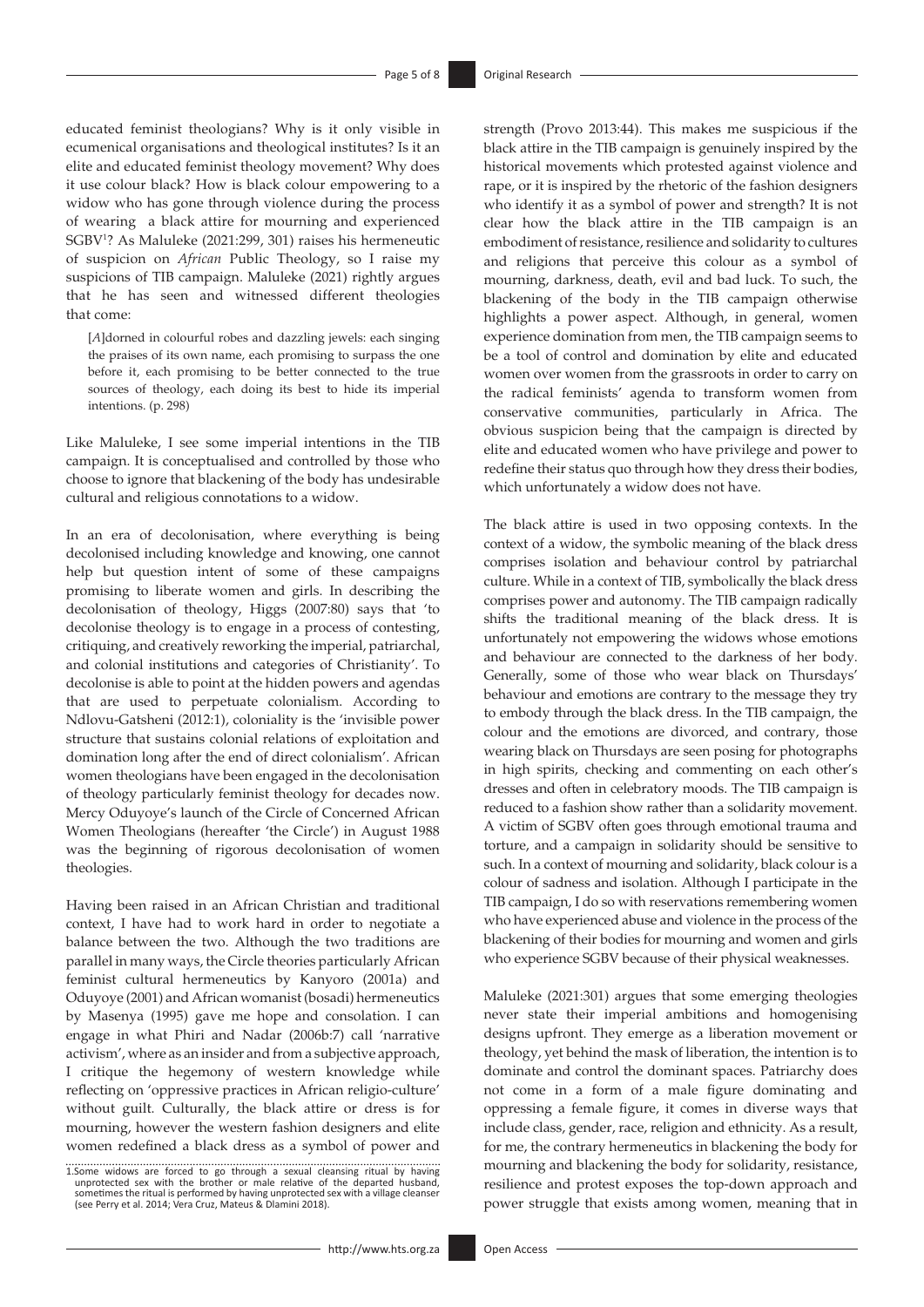educated feminist theologians? Why is it only visible in ecumenical organisations and theological institutes? Is it an elite and educated feminist theology movement? Why does it use colour black? How is black colour empowering to a widow who has gone through violence during the process of wearing a black attire for mourning and experienced SGBV[1]? As Maluleke (2021:299, 301) raises his hermeneutic of suspicion on *African* Public Theology, so I raise my suspicions of TIB campaign. Maluleke (2021) rightly argues that he has seen and witnessed different theologies that come:

> [*A*]dorned in colourful robes and dazzling jewels: each singing the praises of its own name, each promising to surpass the one before it, each promising to be better connected to the true sources of theology, each doing its best to hide its imperial intentions. (p. 298)

Like Maluleke, I see some imperial intentions in the TIB campaign. It is conceptualised and controlled by those who choose to ignore that blackening of the body has undesirable cultural and religious connotations to a widow.

In an era of decolonisation, where everything is being decolonised including knowledge and knowing, one cannot help but question intent of some of these campaigns promising to liberate women and girls. In describing the decolonisation of theology, Higgs (2007:80) says that 'to decolonise theology is to engage in a process of contesting, critiquing, and creatively reworking the imperial, patriarchal, and colonial institutions and categories of Christianity'. To decolonise is able to point at the hidden powers and agendas that are used to perpetuate colonialism. According to Ndlovu-Gatsheni (2012:1), coloniality is the 'invisible power structure that sustains colonial relations of exploitation and domination long after the end of direct colonialism'. African women theologians have been engaged in the decolonisation of theology particularly feminist theology for decades now. Mercy Oduyoye's launch of the Circle of Concerned African Women Theologians (hereafter 'the Circle') in August 1988 was the beginning of rigorous decolonisation of women theologies.

Having been raised in an African Christian and traditional context, I have had to work hard in order to negotiate a balance between the two. Although the two traditions are parallel in many ways, the Circle theories particularly African feminist cultural hermeneutics by Kanyoro (2001a) and Oduyoye (2001) and African womanist (bosadi) hermeneutics by Masenya (1995) gave me hope and consolation. I can engage in what Phiri and Nadar (2006b:7) call 'narrative activism', where as an insider and from a subjective approach, I critique the hegemony of western knowledge while reflecting on 'oppressive practices in African religio-culture' without guilt. Culturally, the black attire or dress is for mourning, however the western fashion designers and elite women redefined a black dress as a symbol of power and strength (Provo 2013:44). This makes me suspicious if the black attire in the TIB campaign is genuinely inspired by the historical movements which protested against violence and rape, or it is inspired by the rhetoric of the fashion designers who identify it as a symbol of power and strength? It is not clear how the black attire in the TIB campaign is an embodiment of resistance, resilience and solidarity to cultures and religions that perceive this colour as a symbol of mourning, darkness, death, evil and bad luck. To such, the blackening of the body in the TIB campaign otherwise highlights a power aspect. Although, in general, women experience domination from men, the TIB campaign seems to be a tool of control and domination by elite and educated women over women from the grassroots in order to carry on the radical feminists' agenda to transform women from conservative communities, particularly in Africa. The obvious suspicion being that the campaign is directed by elite and educated women who have privilege and power to redefine their status quo through how they dress their bodies, which unfortunately a widow does not have.

The black attire is used in two opposing contexts. In the context of a widow, the symbolic meaning of the black dress comprises isolation and behaviour control by patriarchal culture. While in a context of TIB, symbolically the black dress comprises power and autonomy. The TIB campaign radically shifts the traditional meaning of the black dress. It is unfortunately not empowering the widows whose emotions and behaviour are connected to the darkness of her body. Generally, some of those who wear black on Thursdays' behaviour and emotions are contrary to the message they try to embody through the black dress. In the TIB campaign, the colour and the emotions are divorced, and contrary, those wearing black on Thursdays are seen posing for photographs in high spirits, checking and commenting on each other's dresses and often in celebratory moods. The TIB campaign is reduced to a fashion show rather than a solidarity movement. A victim of SGBV often goes through emotional trauma and torture, and a campaign in solidarity should be sensitive to such. In a context of mourning and solidarity, black colour is a colour of sadness and isolation. Although I participate in the TIB campaign, I do so with reservations remembering women who have experienced abuse and violence in the process of the blackening of their bodies for mourning and women and girls who experience SGBV because of their physical weaknesses.

Maluleke (2021:301) argues that some emerging theologies never state their imperial ambitions and homogenising designs upfront. They emerge as a liberation movement or theology, yet behind the mask of liberation, the intention is to dominate and control the dominant spaces. Patriarchy does not come in a form of a male figure dominating and oppressing a female figure, it comes in diverse ways that include class, gender, race, religion and ethnicity. As a result, for me, the contrary hermeneutics in blackening the body for mourning and blackening the body for solidarity, resistance, resilience and protest exposes the top-down approach and power struggle that exists among women, meaning that in

1. Some widows are forced to go through a sexual cleansing ritual by having unprotected sex with the brother or male relative of the departed husband, sometimes the ritual is performed by having unprotected sex with a village cleanser (see Perry et al. 2014; Vera Cruz, Mateus & Dlamini 2018).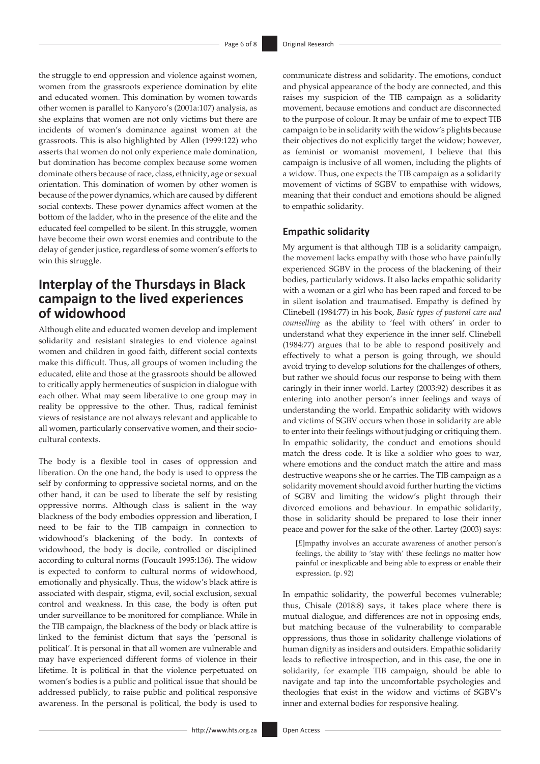the struggle to end oppression and violence against women, women from the grassroots experience domination by elite and educated women. This domination by women towards other women is parallel to Kanyoro's (2001a:107) analysis, as she explains that women are not only victims but there are incidents of women's dominance against women at the grassroots. This is also highlighted by Allen (1999:122) who asserts that women do not only experience male domination, but domination has become complex because some women dominate others because of race, class, ethnicity, age or sexual orientation. This domination of women by other women is because of the power dynamics, which are caused by different social contexts. These power dynamics affect women at the bottom of the ladder, who in the presence of the elite and the educated feel compelled to be silent. In this struggle, women have become their own worst enemies and contribute to the delay of gender justice, regardless of some women's efforts to win this struggle.

## Interplay of the Thursdays in Black campaign to the lived experiences of widowhood

Although elite and educated women develop and implement solidarity and resistant strategies to end violence against women and children in good faith, different social contexts make this difficult. Thus, all groups of women including the educated, elite and those at the grassroots should be allowed to critically apply hermeneutics of suspicion in dialogue with each other. What may seem liberative to one group may in reality be oppressive to the other. Thus, radical feminist views of resistance are not always relevant and applicable to all women, particularly conservative women, and their socio-cultural contexts.

The body is a flexible tool in cases of oppression and liberation. On the one hand, the body is used to oppress the self by conforming to oppressive societal norms, and on the other hand, it can be used to liberate the self by resisting oppressive norms. Although class is salient in the way blackness of the body embodies oppression and liberation, I need to be fair to the TIB campaign in connection to widowhood's blackening of the body. In contexts of widowhood, the body is docile, controlled or disciplined according to cultural norms (Foucault 1995:136). The widow is expected to conform to cultural norms of widowhood, emotionally and physically. Thus, the widow's black attire is associated with despair, stigma, evil, social exclusion, sexual control and weakness. In this case, the body is often put under surveillance to be monitored for compliance. While in the TIB campaign, the blackness of the body or black attire is linked to the feminist dictum that says the 'personal is political'. It is personal in that all women are vulnerable and may have experienced different forms of violence in their lifetime. It is political in that the violence perpetuated on women's bodies is a public and political issue that should be addressed publicly, to raise public and political responsive awareness. In the personal is political, the body is used to communicate distress and solidarity. The emotions, conduct and physical appearance of the body are connected, and this raises my suspicion of the TIB campaign as a solidarity movement, because emotions and conduct are disconnected to the purpose of colour. It may be unfair of me to expect TIB campaign to be in solidarity with the widow's plights because their objectives do not explicitly target the widow; however, as feminist or womanist movement, I believe that this campaign is inclusive of all women, including the plights of a widow. Thus, one expects the TIB campaign as a solidarity movement of victims of SGBV to empathise with widows, meaning that their conduct and emotions should be aligned to empathic solidarity.

### Empathic solidarity

My argument is that although TIB is a solidarity campaign, the movement lacks empathy with those who have painfully experienced SGBV in the process of the blackening of their bodies, particularly widows. It also lacks empathic solidarity with a woman or a girl who has been raped and forced to be in silent isolation and traumatised. Empathy is defined by Clinebell (1984:77) in his book, *Basic types of pastoral care and counselling* as the ability to 'feel with others' in order to understand what they experience in the inner self. Clinebell (1984:77) argues that to be able to respond positively and effectively to what a person is going through, we should avoid trying to develop solutions for the challenges of others, but rather we should focus our response to being with them caringly in their inner world. Lartey (2003:92) describes it as entering into another person's inner feelings and ways of understanding the world. Empathic solidarity with widows and victims of SGBV occurs when those in solidarity are able to enter into their feelings without judging or critiquing them. In empathic solidarity, the conduct and emotions should match the dress code. It is like a soldier who goes to war, where emotions and the conduct match the attire and mass destructive weapons she or he carries. The TIB campaign as a solidarity movement should avoid further hurting the victims of SGBV and limiting the widow's plight through their divorced emotions and behaviour. In empathic solidarity, those in solidarity should be prepared to lose their inner peace and power for the sake of the other. Lartey (2003) says:

> [*E*]mpathy involves an accurate awareness of another person's feelings, the ability to 'stay with' these feelings no matter how painful or inexplicable and being able to express or enable their expression. (p. 92)

In empathic solidarity, the powerful becomes vulnerable; thus, Chisale (2018:8) says, it takes place where there is mutual dialogue, and differences are not in opposing ends, but matching because of the vulnerability to comparable oppressions, thus those in solidarity challenge violations of human dignity as insiders and outsiders. Empathic solidarity leads to reflective introspection, and in this case, the one in solidarity, for example TIB campaign, should be able to navigate and tap into the uncomfortable psychologies and theologies that exist in the widow and victims of SGBV's inner and external bodies for responsive healing.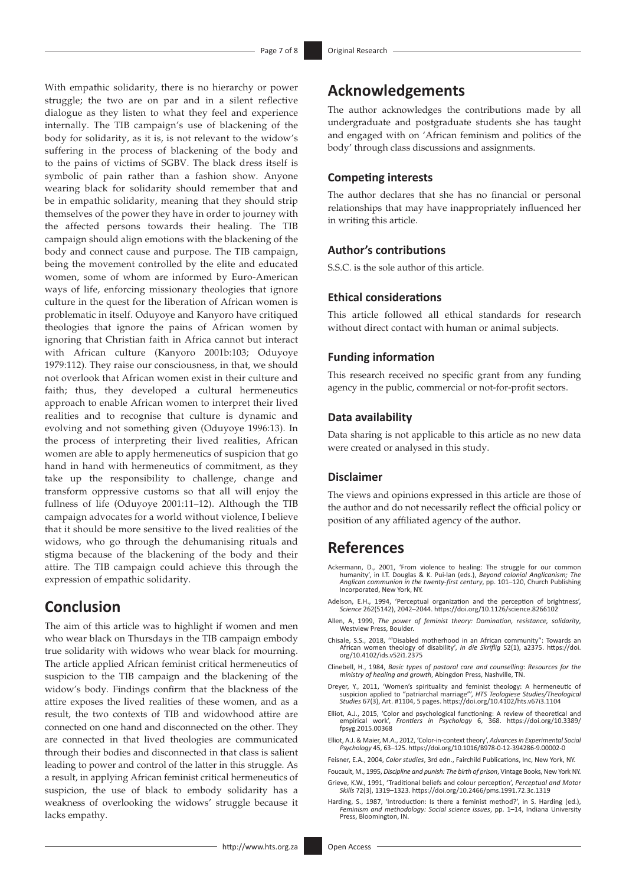With empathic solidarity, there is no hierarchy or power struggle; the two are on par and in a silent reflective dialogue as they listen to what they feel and experience internally. The TIB campaign's use of blackening of the body for solidarity, as it is, is not relevant to the widow's suffering in the process of blackening of the body and to the pains of victims of SGBV. The black dress itself is symbolic of pain rather than a fashion show. Anyone wearing black for solidarity should remember that and be in empathic solidarity, meaning that they should strip themselves of the power they have in order to journey with the affected persons towards their healing. The TIB campaign should align emotions with the blackening of the body and connect cause and purpose. The TIB campaign, being the movement controlled by the elite and educated women, some of whom are informed by Euro-American ways of life, enforcing missionary theologies that ignore culture in the quest for the liberation of African women is problematic in itself. Oduyoye and Kanyoro have critiqued theologies that ignore the pains of African women by ignoring that Christian faith in Africa cannot but interact with African culture (Kanyoro 2001b:103; Oduyoye 1979:112). They raise our consciousness, in that, we should not overlook that African women exist in their culture and faith; thus, they developed a cultural hermeneutics approach to enable African women to interpret their lived realities and to recognise that culture is dynamic and evolving and not something given (Oduyoye 1996:13). In the process of interpreting their lived realities, African women are able to apply hermeneutics of suspicion that go hand in hand with hermeneutics of commitment, as they take up the responsibility to challenge, change and transform oppressive customs so that all will enjoy the fullness of life (Oduyoye 2001:11–12). Although the TIB campaign advocates for a world without violence, I believe that it should be more sensitive to the lived realities of the widows, who go through the dehumanising rituals and stigma because of the blackening of the body and their attire. The TIB campaign could achieve this through the expression of empathic solidarity.

## Conclusion

The aim of this article was to highlight if women and men who wear black on Thursdays in the TIB campaign embody true solidarity with widows who wear black for mourning. The article applied African feminist critical hermeneutics of suspicion to the TIB campaign and the blackening of the widow's body. Findings confirm that the blackness of the attire exposes the lived realities of these women, and as a result, the two contexts of TIB and widowhood attire are connected on one hand and disconnected on the other. They are connected in that lived theologies are communicated through their bodies and disconnected in that class is salient leading to power and control of the latter in this struggle. As a result, in applying African feminist critical hermeneutics of suspicion, the use of black to embody solidarity has a weakness of overlooking the widows' struggle because it lacks empathy.

## Acknowledgements

The author acknowledges the contributions made by all undergraduate and postgraduate students she has taught and engaged with on 'African feminism and politics of the body' through class discussions and assignments.

### Competing interests

The author declares that she has no financial or personal relationships that may have inappropriately influenced her in writing this article.

### Author's contributions

S.S.C. is the sole author of this article.

### Ethical considerations

This article followed all ethical standards for research without direct contact with human or animal subjects.

### Funding information

This research received no specific grant from any funding agency in the public, commercial or not-for-profit sectors.

### Data availability

Data sharing is not applicable to this article as no new data were created or analysed in this study.

### Disclaimer

The views and opinions expressed in this article are those of the author and do not necessarily reflect the official policy or position of any affiliated agency of the author.

## References

Ackermann, D., 2001, 'From violence to healing: The struggle for our common humanity', in I.T. Douglas & K. Pui-lan (eds.), *Beyond colonial Anglicanism; The Anglican communion in the twenty-first century*, pp. 101–120, Church Publishing Incorporated, New York, NY.

Adelson, E.H., 1994, 'Perceptual organization and the perception of brightness', *Science* 262(5142), 2042–2044. https://doi.org/10.1126/science.8266102

Allen, A, 1999, *The power of feminist theory: Domination, resistance, solidarity*, Westview Press, Boulder.

Chisale, S.S., 2018, '"Disabled motherhood in an African community": Towards an African women theology of disability', *In die Skriflig* 52(1), a2375. https://doi.org/10.4102/ids.v52i1.2375

Clinebell, H., 1984, *Basic types of pastoral care and counselling: Resources for the ministry of healing and growth*, Abingdon Press, Nashville, TN.

Dreyer, Y., 2011, 'Women's spirituality and feminist theology: A hermeneutic of suspicion applied to "patriarchal marriage"', *HTS Teologiese Studies/Theological Studies* 67(3), Art. #1104, 5 pages. https://doi.org/10.4102/hts.v67i3.1104

Elliot, A.J., 2015, 'Color and psychological functioning: A review of theoretical and empirical work', *Frontiers in Psychology* 6, 368. https://doi.org/10.3389/fpsyg.2015.00368

Elliot, A.J. & Maier, M.A., 2012, 'Color-in-context theory', *Advances in Experimental Social Psychology* 45, 63–125. https://doi.org/10.1016/B978-0-12-394286-9.00002-0

Feisner, E.A., 2004, *Color studies*, 3rd edn., Fairchild Publications, Inc, New York, NY.

Foucault, M., 1995, *Discipline and punish: The birth of prison*, Vintage Books, New York NY.

Grieve, K.W., 1991, 'Traditional beliefs and colour perception', *Perceptual and Motor Skills* 72(3), 1319–1323. https://doi.org/10.2466/pms.1991.72.3c.1319

Harding, S., 1987, 'Introduction: Is there a feminist method?', in S. Harding (ed.), *Feminism and methodology: Social science issues*, pp. 1–14, Indiana University Press, Bloomington, IN.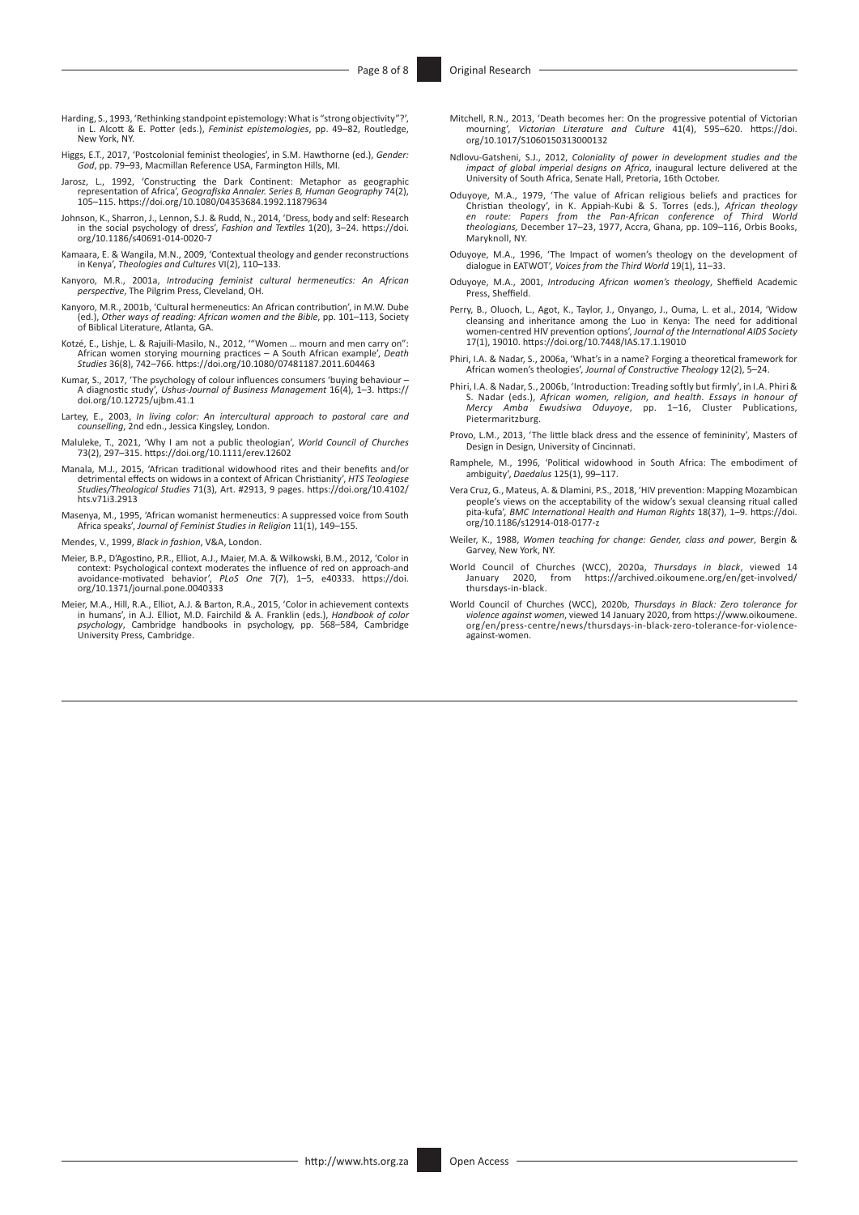Harding, S., 1993, 'Rethinking standpoint epistemology: What is "strong objectivity"?', in L. Alcott & E. Potter (eds.), *Feminist epistemologies*, pp. 49–82, Routledge, New York, NY.

Higgs, E.T., 2017, 'Postcolonial feminist theologies', in S.M. Hawthorne (ed.), *Gender: God*, pp. 79–93, Macmillan Reference USA, Farmington Hills, MI.

Jarosz, L., 1992, 'Constructing the Dark Continent: Metaphor as geographic representation of Africa', *Geografiska Annaler. Series B, Human Geography* 74(2), 105–115. https://doi.org/10.1080/04353684.1992.11879634

Johnson, K., Sharron, J., Lennon, S.J. & Rudd, N., 2014, 'Dress, body and self: Research in the social psychology of dress', *Fashion and Textiles* 1(20), 3–24. https://doi.org/10.1186/s40691-014-0020-7

Kamaara, E. & Wangila, M.N., 2009, 'Contextual theology and gender reconstructions in Kenya', *Theologies and Cultures* VI(2), 110–133.

Kanyoro, M.R., 2001a, *Introducing feminist cultural hermeneutics: An African perspective*, The Pilgrim Press, Cleveland, OH.

Kanyoro, M.R., 2001b, 'Cultural hermeneutics: An African contribution', in M.W. Dube (ed.), *Other ways of reading: African women and the Bible*, pp. 101–113, Society of Biblical Literature, Atlanta, GA.

Kotzé, E., Lishje, L. & Rajuili-Masilo, N., 2012, '"Women … mourn and men carry on": African women storying mourning practices – A South African example', *Death Studies* 36(8), 742–766. https://doi.org/10.1080/07481187.2011.604463

Kumar, S., 2017, 'The psychology of colour influences consumers 'buying behaviour – A diagnostic study', *Ushus-Journal of Business Management* 16(4), 1–3. https://doi.org/10.12725/ujbm.41.1

Lartey, E., 2003, *In living color: An intercultural approach to pastoral care and counselling*, 2nd edn., Jessica Kingsley, London.

Maluleke, T., 2021, 'Why I am not a public theologian', *World Council of Churches* 73(2), 297–315. https://doi.org/10.1111/erev.12602

Manala, M.J., 2015, 'African traditional widowhood rites and their benefits and/or detrimental effects on widows in a context of African Christianity', *HTS Teologiese Studies/Theological Studies* 71(3), Art. #2913, 9 pages. https://doi.org/10.4102/hts.v71i3.2913

Masenya, M., 1995, 'African womanist hermeneutics: A suppressed voice from South Africa speaks', *Journal of Feminist Studies in Religion* 11(1), 149–155.

Mendes, V., 1999, *Black in fashion*, V&A, London.

Meier, B.P., D'Agostino, P.R., Elliot, A.J., Maier, M.A. & Wilkowski, B.M., 2012, 'Color in context: Psychological context moderates the influence of red on approach-and avoidance-motivated behavior', *PLoS One* 7(7), 1–5, e40333. https://doi.org/10.1371/journal.pone.0040333

Meier, M.A., Hill, R.A., Elliot, A.J. & Barton, R.A., 2015, 'Color in achievement contexts in humans', in A.J. Elliot, M.D. Fairchild & A. Franklin (eds.), *Handbook of color psychology*, Cambridge handbooks in psychology, pp. 568–584, Cambridge University Press, Cambridge.

Mitchell, R.N., 2013, 'Death becomes her: On the progressive potential of Victorian mourning', *Victorian Literature and Culture* 41(4), 595–620. https://doi.org/10.1017/S1060150313000132

Ndlovu-Gatsheni, S.J., 2012, *Coloniality of power in development studies and the impact of global imperial designs on Africa*, inaugural lecture delivered at the University of South Africa, Senate Hall, Pretoria, 16th October.

Oduyoye, M.A., 1979, 'The value of African religious beliefs and practices for Christian theology', in K. Appiah-Kubi & S. Torres (eds.), *African theology en route: Papers from the Pan-African conference of Third World theologians,* December 17–23, 1977, Accra, Ghana, pp. 109–116, Orbis Books, Maryknoll, NY.

Oduyoye, M.A., 1996, 'The Impact of women's theology on the development of dialogue in EATWOT', *Voices from the Third World* 19(1), 11–33.

Oduyoye, M.A., 2001, *Introducing African women's theology*, Sheffield Academic Press, Sheffield.

Perry, B., Oluoch, L., Agot, K., Taylor, J., Onyango, J., Ouma, L. et al., 2014, 'Widow cleansing and inheritance among the Luo in Kenya: The need for additional women-centred HIV prevention options', *Journal of the International AIDS Society* 17(1), 19010. https://doi.org/10.7448/IAS.17.1.19010

Phiri, I.A. & Nadar, S., 2006a, 'What's in a name? Forging a theoretical framework for African women's theologies', *Journal of Constructive Theology* 12(2), 5–24.

Phiri, I.A. & Nadar, S., 2006b, 'Introduction: Treading softly but firmly', in I.A. Phiri & S. Nadar (eds.), *African women, religion, and health. Essays in honour of Mercy Amba Ewudsiwa Oduyoye*, pp. 1–16, Cluster Publications, Pietermaritzburg.

Provo, L.M., 2013, 'The little black dress and the essence of femininity', Masters of Design in Design, University of Cincinnati.

Ramphele, M., 1996, 'Political widowhood in South Africa: The embodiment of ambiguity', *Daedalus* 125(1), 99–117.

Vera Cruz, G., Mateus, A. & Dlamini, P.S., 2018, 'HIV prevention: Mapping Mozambican people's views on the acceptability of the widow's sexual cleansing ritual called pita-kufa', *BMC International Health and Human Rights* 18(37), 1–9. https://doi.org/10.1186/s12914-018-0177-z

Weiler, K., 1988, *Women teaching for change: Gender, class and power*, Bergin & Garvey, New York, NY.

World Council of Churches (WCC), 2020a, *Thursdays in black*, viewed 14 January 2020, from https://archived.oikoumene.org/en/get-involved/thursdays-in-black.

World Council of Churches (WCC), 2020b, *Thursdays in Black: Zero tolerance for violence against women*, viewed 14 January 2020, from https://www.oikoumene.org/en/press-centre/news/thursdays-in-black-zero-tolerance-for-violence-against-women.